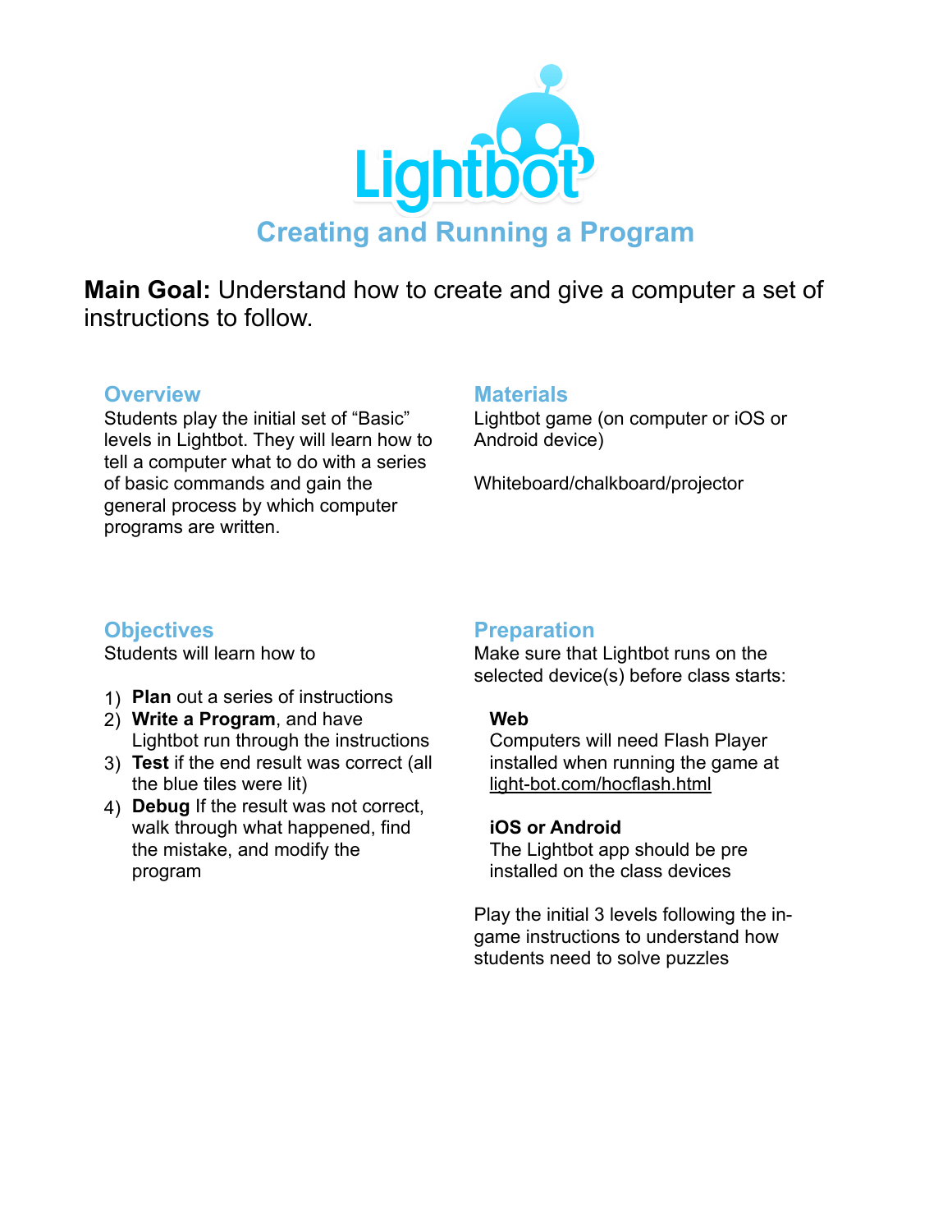# Lightbot

## Creating and Running a Program

**Main Goal:** Understand how to create and give a computer a set of instructions to follow.

### Overview

Students play the initial set of “Basic” levels in Lightbot. They will learn how to tell a computer what to do with a series of basic commands and gain the general process by which computer programs are written.

### Materials

Lightbot game (on computer or iOS or Android device)

Whiteboard/chalkboard/projector

### Objectives

Students will learn how to

1) **Plan** out a series of instructions
2) **Write a Program**, and have Lightbot run through the instructions
3) **Test** if the end result was correct (all the blue tiles were lit)
4) **Debug** If the result was not correct, walk through what happened, find the mistake, and modify the program

### Preparation

Make sure that Lightbot runs on the selected device(s) before class starts:

**Web**
Computers will need Flash Player installed when running the game at light-bot.com/hocflash.html

**iOS or Android**
The Lightbot app should be pre installed on the class devices

Play the initial 3 levels following the in-game instructions to understand how students need to solve puzzles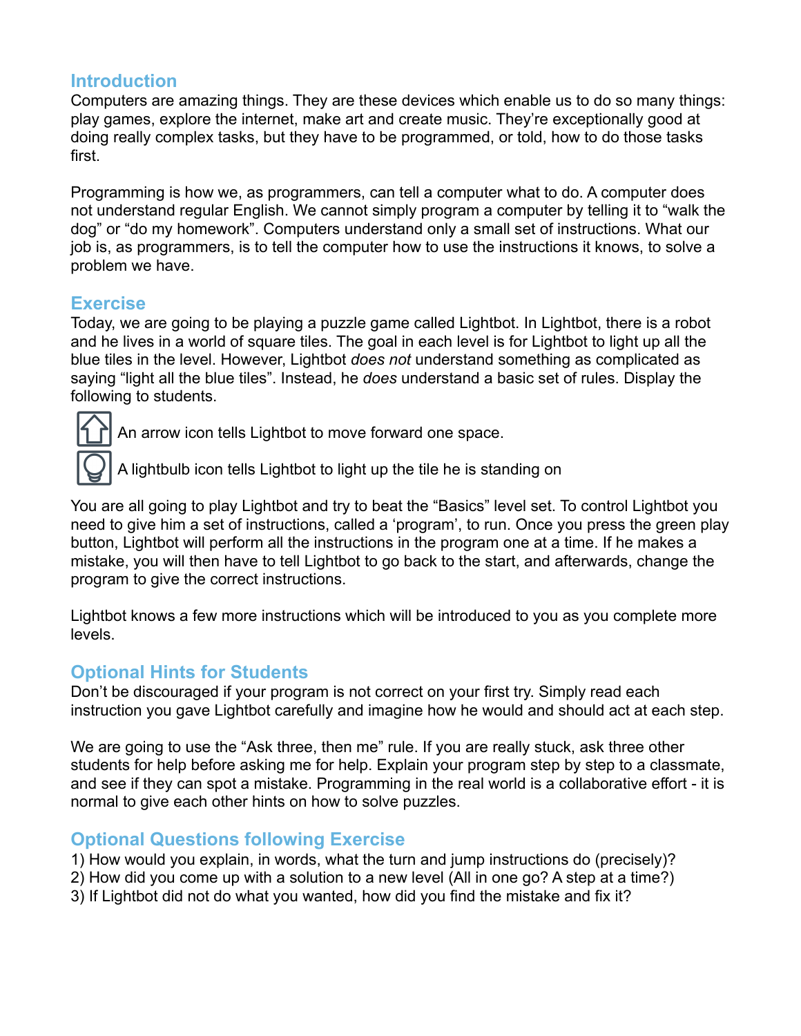## Introduction

Computers are amazing things. They are these devices which enable us to do so many things: play games, explore the internet, make art and create music. They're exceptionally good at doing really complex tasks, but they have to be programmed, or told, how to do those tasks first.

Programming is how we, as programmers, can tell a computer what to do. A computer does not understand regular English. We cannot simply program a computer by telling it to "walk the dog" or "do my homework". Computers understand only a small set of instructions. What our job is, as programmers, is to tell the computer how to use the instructions it knows, to solve a problem we have.

## Exercise

Today, we are going to be playing a puzzle game called Lightbot. In Lightbot, there is a robot and he lives in a world of square tiles. The goal in each level is for Lightbot to light up all the blue tiles in the level. However, Lightbot *does not* understand something as complicated as saying "light all the blue tiles". Instead, he *does* understand a basic set of rules. Display the following to students.

An arrow icon tells Lightbot to move forward one space.

A lightbulb icon tells Lightbot to light up the tile he is standing on

You are all going to play Lightbot and try to beat the "Basics" level set. To control Lightbot you need to give him a set of instructions, called a 'program', to run. Once you press the green play button, Lightbot will perform all the instructions in the program one at a time. If he makes a mistake, you will then have to tell Lightbot to go back to the start, and afterwards, change the program to give the correct instructions.

Lightbot knows a few more instructions which will be introduced to you as you complete more levels.

## Optional Hints for Students

Don't be discouraged if your program is not correct on your first try. Simply read each instruction you gave Lightbot carefully and imagine how he would and should act at each step.

We are going to use the "Ask three, then me" rule. If you are really stuck, ask three other students for help before asking me for help. Explain your program step by step to a classmate, and see if they can spot a mistake. Programming in the real world is a collaborative effort - it is normal to give each other hints on how to solve puzzles.

## Optional Questions following Exercise

1) How would you explain, in words, what the turn and jump instructions do (precisely)?
2) How did you come up with a solution to a new level (All in one go? A step at a time?)
3) If Lightbot did not do what you wanted, how did you find the mistake and fix it?